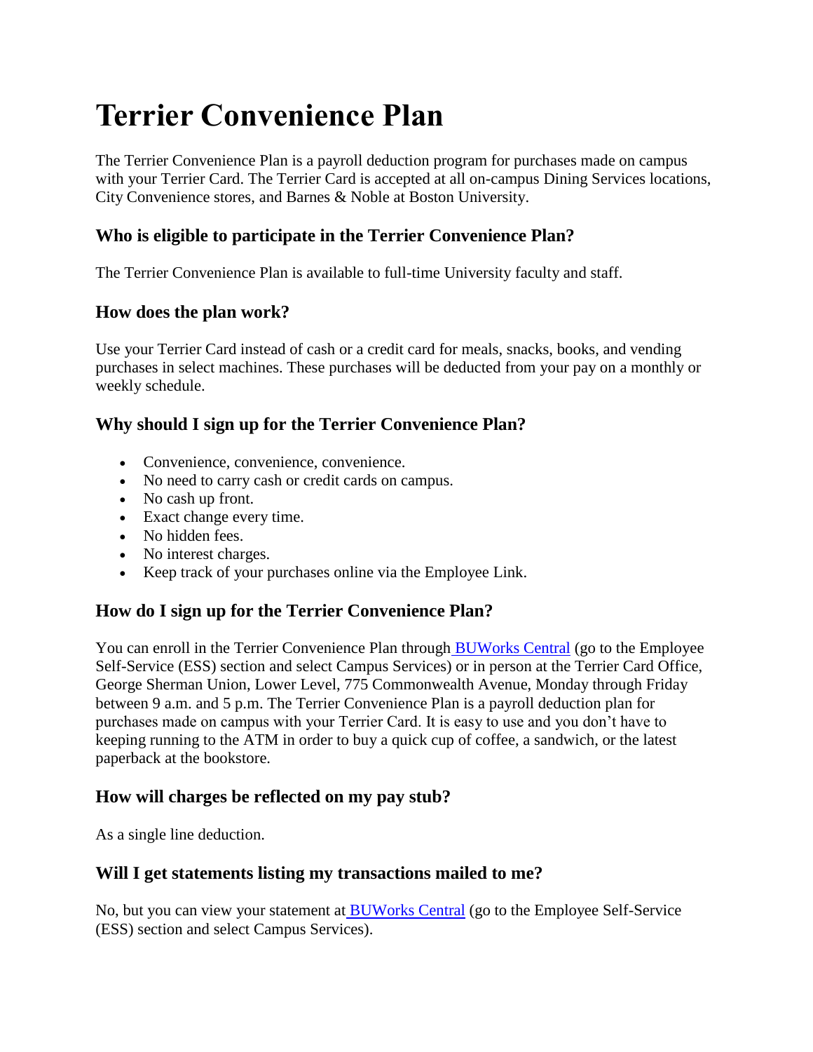# Terrier Convenience Plan

The Terrier Convenience Plan is a payroll deduction program for purchases made on campus with your Terrier Card. The Terrier Card is accepted at all on-campus Dining Services locations, City Convenience stores, and Barnes & Noble at Boston University.

### Who is eligible to participate in the Terrier Convenience Plan?

The Terrier Convenience Plan is available to full-time University faculty and staff.

### How does the plan work?

Use your Terrier Card instead of cash or a credit card for meals, snacks, books, and vending purchases in select machines. These purchases will be deducted from your pay on a monthly or weekly schedule.

### Why should I sign up for the Terrier Convenience Plan?

- Convenience, convenience, convenience.
- No need to carry cash or credit cards on campus.
- No cash up front.
- Exact change every time.
- No hidden fees.
- No interest charges.
- Keep track of your purchases online via the Employee Link.

### How do I sign up for the Terrier Convenience Plan?

You can enroll in the Terrier Convenience Plan through BUWorks Central (go to the Employee Self-Service (ESS) section and select Campus Services) or in person at the Terrier Card Office, George Sherman Union, Lower Level, 775 Commonwealth Avenue, Monday through Friday between 9 a.m. and 5 p.m. The Terrier Convenience Plan is a payroll deduction plan for purchases made on campus with your Terrier Card. It is easy to use and you don't have to keeping running to the ATM in order to buy a quick cup of coffee, a sandwich, or the latest paperback at the bookstore.

### How will charges be reflected on my pay stub?

As a single line deduction.

### Will I get statements listing my transactions mailed to me?

No, but you can view your statement at BUWorks Central (go to the Employee Self-Service (ESS) section and select Campus Services).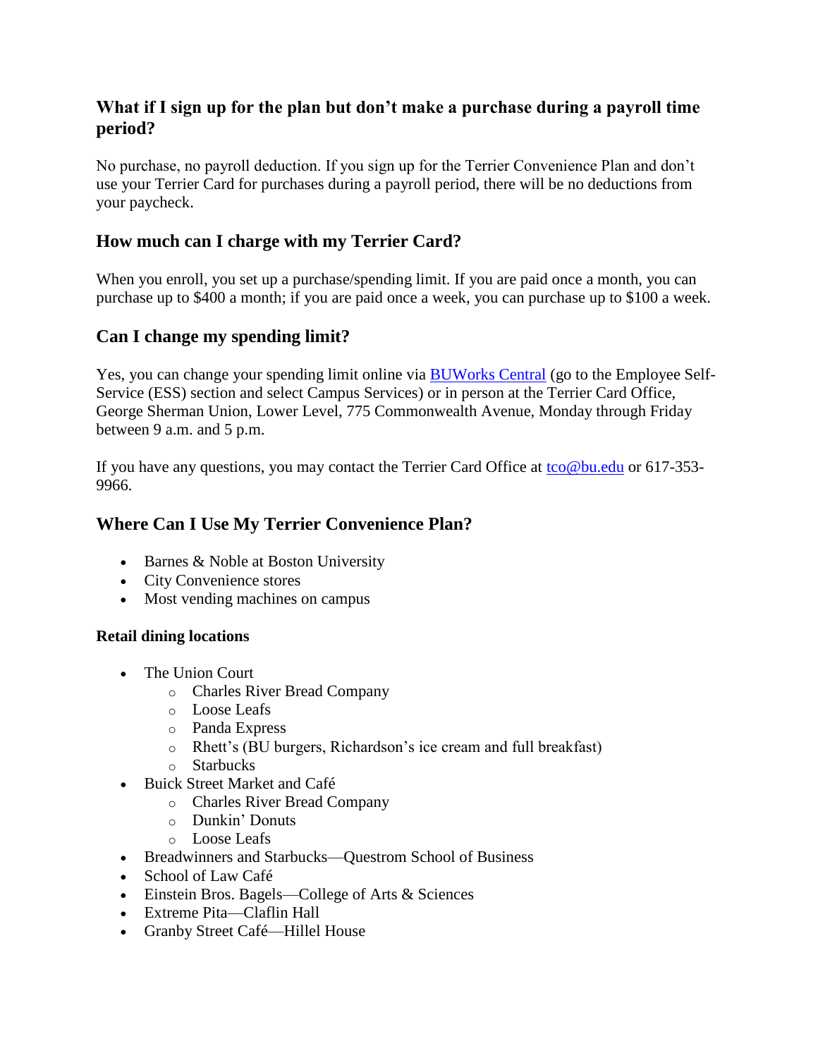### What if I sign up for the plan but don't make a purchase during a payroll time period?

No purchase, no payroll deduction. If you sign up for the Terrier Convenience Plan and don't use your Terrier Card for purchases during a payroll period, there will be no deductions from your paycheck.

### How much can I charge with my Terrier Card?

When you enroll, you set up a purchase/spending limit. If you are paid once a month, you can purchase up to $400 a month; if you are paid once a week, you can purchase up to $100 a week.

### Can I change my spending limit?

Yes, you can change your spending limit online via BUWorks Central (go to the Employee Self-Service (ESS) section and select Campus Services) or in person at the Terrier Card Office, George Sherman Union, Lower Level, 775 Commonwealth Avenue, Monday through Friday between 9 a.m. and 5 p.m.

If you have any questions, you may contact the Terrier Card Office at tco@bu.edu or 617-353-9966.

### Where Can I Use My Terrier Convenience Plan?

- Barnes & Noble at Boston University
- City Convenience stores
- Most vending machines on campus

#### Retail dining locations

- The Union Court
  - Charles River Bread Company
  - Loose Leafs
  - Panda Express
  - Rhett's (BU burgers, Richardson's ice cream and full breakfast)
  - Starbucks
- Buick Street Market and Café
  - Charles River Bread Company
  - Dunkin' Donuts
  - Loose Leafs
- Breadwinners and Starbucks—Questrom School of Business
- School of Law Café
- Einstein Bros. Bagels—College of Arts & Sciences
- Extreme Pita—Claflin Hall
- Granby Street Café—Hillel House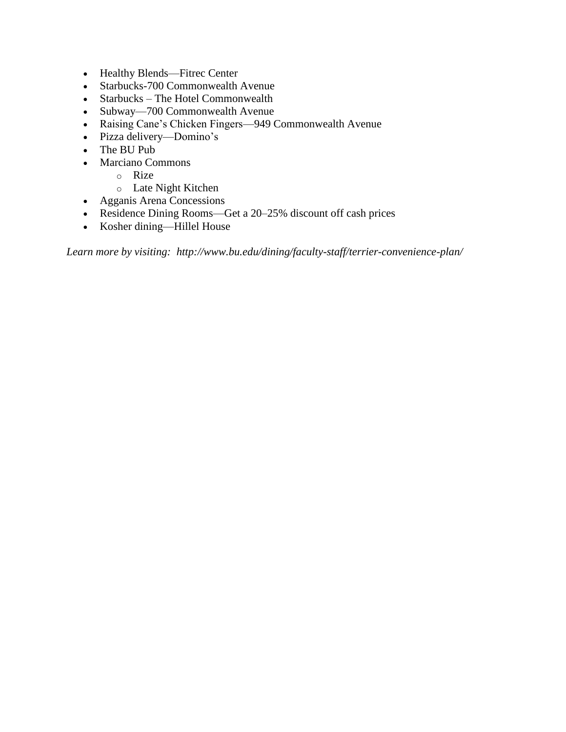- Healthy Blends—Fitrec Center
- Starbucks-700 Commonwealth Avenue
- Starbucks – The Hotel Commonwealth
- Subway—700 Commonwealth Avenue
- Raising Cane's Chicken Fingers—949 Commonwealth Avenue
- Pizza delivery—Domino's
- The BU Pub
- Marciano Commons
    - Rize
    - Late Night Kitchen
- Agganis Arena Concessions
- Residence Dining Rooms—Get a 20–25% discount off cash prices
- Kosher dining—Hillel House

*Learn more by visiting: http://www.bu.edu/dining/faculty-staff/terrier-convenience-plan/*